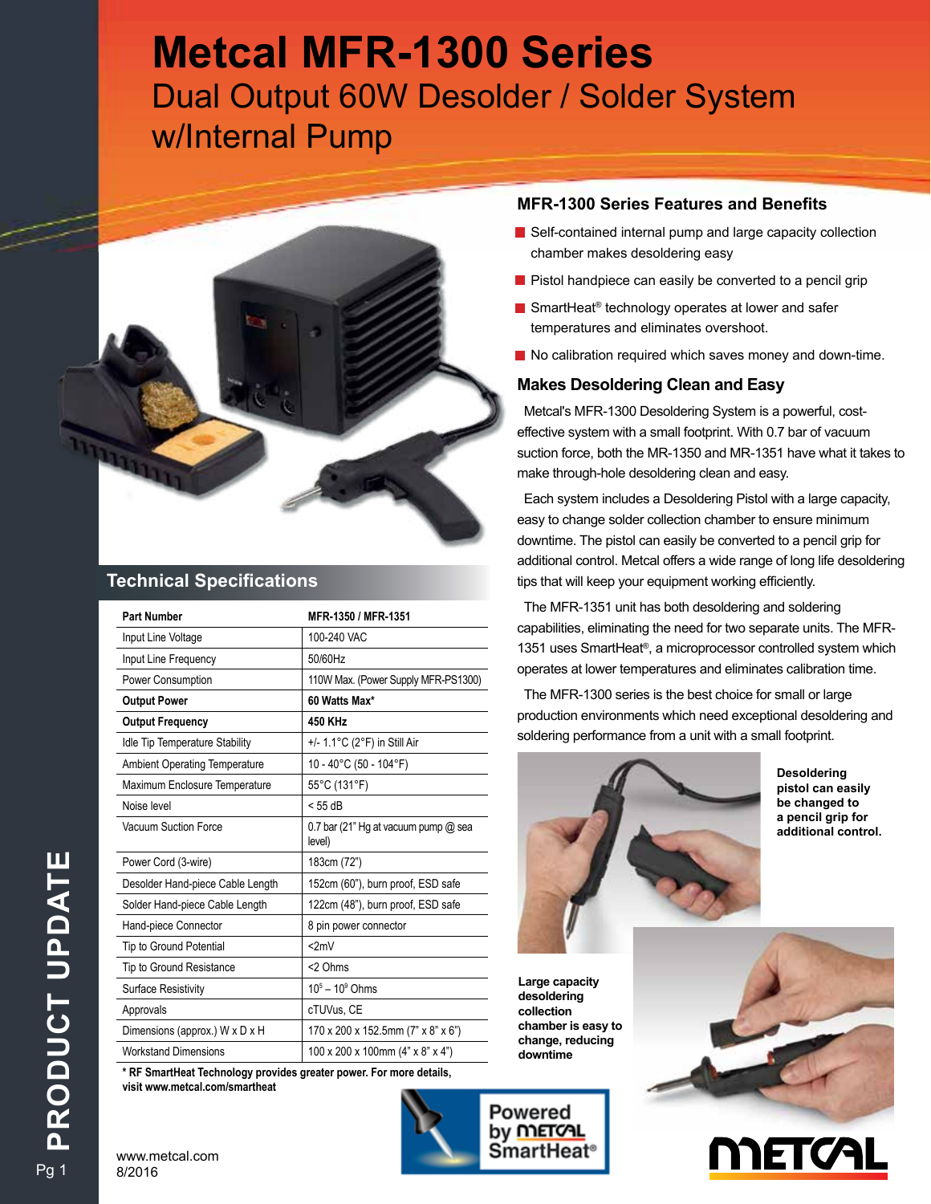# Metcal MFR-1300 Series

Dual Output 60W Desolder / Solder System w/Internal Pump

## Technical Specifications

| Part Number | MFR-1350 / MFR-1351 |
| --- | --- |
| Input Line Voltage | 100-240 VAC |
| Input Line Frequency | 50/60Hz |
| Power Consumption | 110W Max. (Power Supply MFR-PS1300) |
| **Output Power** | **60 Watts Max*** |
| **Output Frequency** | **450 KHz** |
| Idle Tip Temperature Stability | +/- 1.1°C (2°F) in Still Air |
| Ambient Operating Temperature | 10 - 40°C (50 - 104°F) |
| Maximum Enclosure Temperature | 55°C (131°F) |
| Noise level | < 55 dB |
| Vacuum Suction Force | 0.7 bar (21" Hg at vacuum pump @ sea level) |
| Power Cord (3-wire) | 183cm (72") |
| Desolder Hand-piece Cable Length | 152cm (60"), burn proof, ESD safe |
| Solder Hand-piece Cable Length | 122cm (48"), burn proof, ESD safe |
| Hand-piece Connector | 8 pin power connector |
| Tip to Ground Potential | <2mV |
| Tip to Ground Resistance | <2 Ohms |
| Surface Resistivity | $10^5$ – $10^9$ Ohms |
| Approvals | cTUVus, CE |
| Dimensions (approx.) W x D x H | 170 x 200 x 152.5mm (7" x 8" x 6") |
| Workstand Dimensions | 100 x 200 x 100mm (4" x 8" x 4") |

**\* RF SmartHeat Technology provides greater power. For more details, visit www.metcal.com/smartheat**

## MFR-1300 Series Features and Benefits

- Self-contained internal pump and large capacity collection chamber makes desoldering easy
- Pistol handpiece can easily be converted to a pencil grip
- SmartHeat® technology operates at lower and safer temperatures and eliminates overshoot.
- No calibration required which saves money and down-time.

## Makes Desoldering Clean and Easy

Metcal's MFR-1300 Desoldering System is a powerful, cost-effective system with a small footprint. With 0.7 bar of vacuum suction force, both the MR-1350 and MR-1351 have what it takes to make through-hole desoldering clean and easy.

Each system includes a Desoldering Pistol with a large capacity, easy to change solder collection chamber to ensure minimum downtime. The pistol can easily be converted to a pencil grip for additional control. Metcal offers a wide range of long life desoldering tips that will keep your equipment working efficiently.

The MFR-1351 unit has both desoldering and soldering capabilities, eliminating the need for two separate units. The MFR-1351 uses SmartHeat®, a microprocessor controlled system which operates at lower temperatures and eliminates calibration time.

The MFR-1300 series is the best choice for small or large production environments which need exceptional desoldering and soldering performance from a unit with a small footprint.

**Desoldering pistol can easily be changed to a pencil grip for additional control.**

**Large capacity desoldering collection chamber is easy to change, reducing downtime**

Powered by METCAL SmartHeat®

METCAL

www.metcal.com
8/2016

PRODUCT UPDATE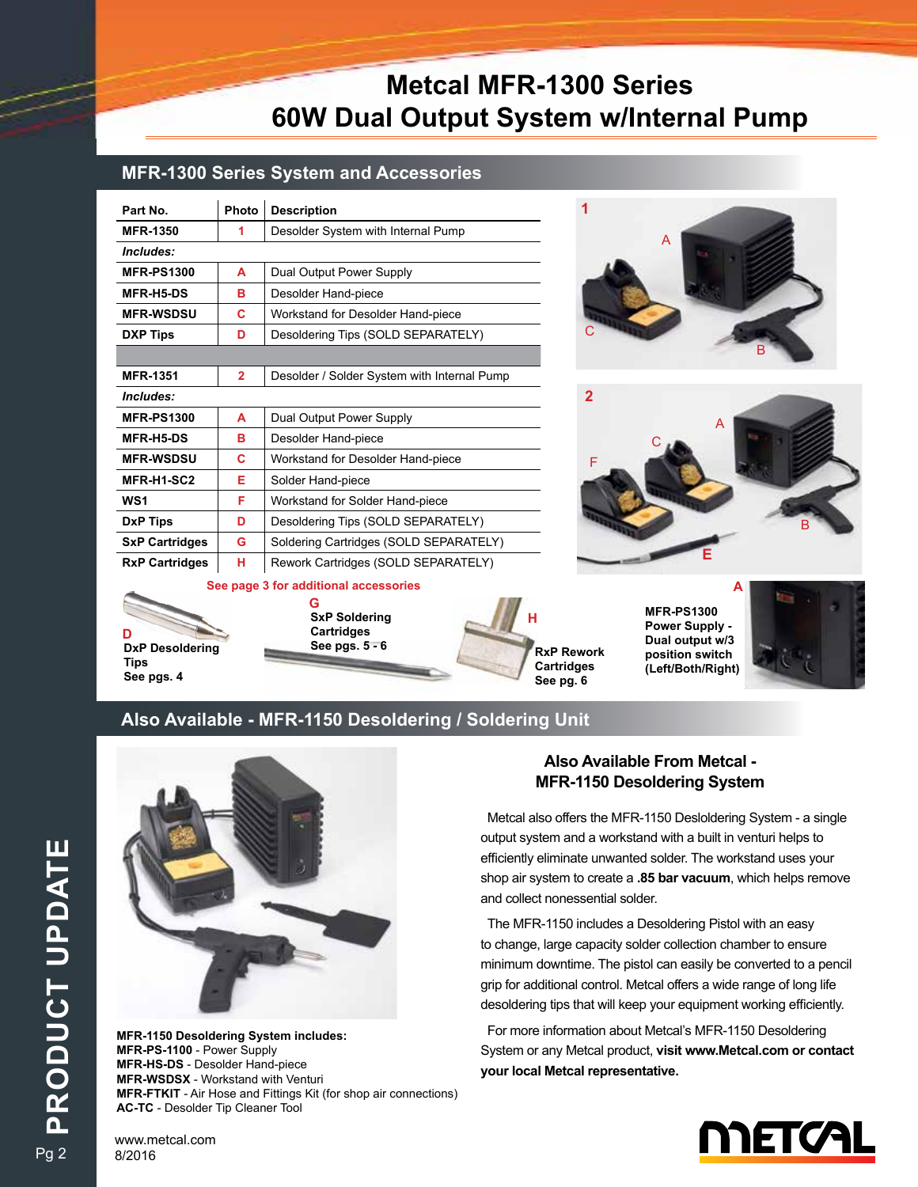# Metcal MFR-1300 Series
# 60W Dual Output System w/Internal Pump

## MFR-1300 Series System and Accessories

| Part No. | Photo | Description |
|---|---|---|
| **MFR-1350** | 1 | Desolder System with Internal Pump |
| ***Includes:*** | | |
| **MFR-PS1300** | A | Dual Output Power Supply |
| **MFR-H5-DS** | B | Desolder Hand-piece |
| **MFR-WSDSU** | C | Workstand for Desolder Hand-piece |
| **DXP Tips** | D | Desoldering Tips (SOLD SEPARATELY) |
| | | |
| **MFR-1351** | 2 | Desolder / Solder System with Internal Pump |
| ***Includes:*** | | |
| **MFR-PS1300** | A | Dual Output Power Supply |
| **MFR-H5-DS** | B | Desolder Hand-piece |
| **MFR-WSDSU** | C | Workstand for Desolder Hand-piece |
| **MFR-H1-SC2** | E | Solder Hand-piece |
| **WS1** | F | Workstand for Solder Hand-piece |
| **DxP Tips** | D | Desoldering Tips (SOLD SEPARATELY) |
| **SxP Cartridges** | G | Soldering Cartridges (SOLD SEPARATELY) |
| **RxP Cartridges** | H | Rework Cartridges (SOLD SEPARATELY) |

See page 3 for additional accessories

**D** **DxP Desoldering Tips** See pgs. 4

**G** **SxP Soldering Cartridges** See pgs. 5 - 6

**H** **RxP Rework Cartridges** See pg. 6

**A** **MFR-PS1300 Power Supply - Dual output w/3 position switch (Left/Both/Right)**

## Also Available - MFR-1150 Desoldering / Soldering Unit

**MFR-1150 Desoldering System includes:**
**MFR-PS-1100** - Power Supply
**MFR-HS-DS** - Desolder Hand-piece
**MFR-WSDSX** - Workstand with Venturi
**MFR-FTKIT** - Air Hose and Fittings Kit (for shop air connections)
**AC-TC** - Desolder Tip Cleaner Tool

### Also Available From Metcal - MFR-1150 Desoldering System

Metcal also offers the MFR-1150 Desloldering System - a single output system and a workstand with a built in venturi helps to efficiently eliminate unwanted solder. The workstand uses your shop air system to create a **.85 bar vacuum**, which helps remove and collect nonessential solder.

The MFR-1150 includes a Desoldering Pistol with an easy to change, large capacity solder collection chamber to ensure minimum downtime. The pistol can easily be converted to a pencil grip for additional control. Metcal offers a wide range of long life desoldering tips that will keep your equipment working efficiently.

For more information about Metcal's MFR-1150 Desoldering System or any Metcal product, **visit www.Metcal.com or contact your local Metcal representative.**

www.metcal.com
8/2016

PRODUCT UPDATE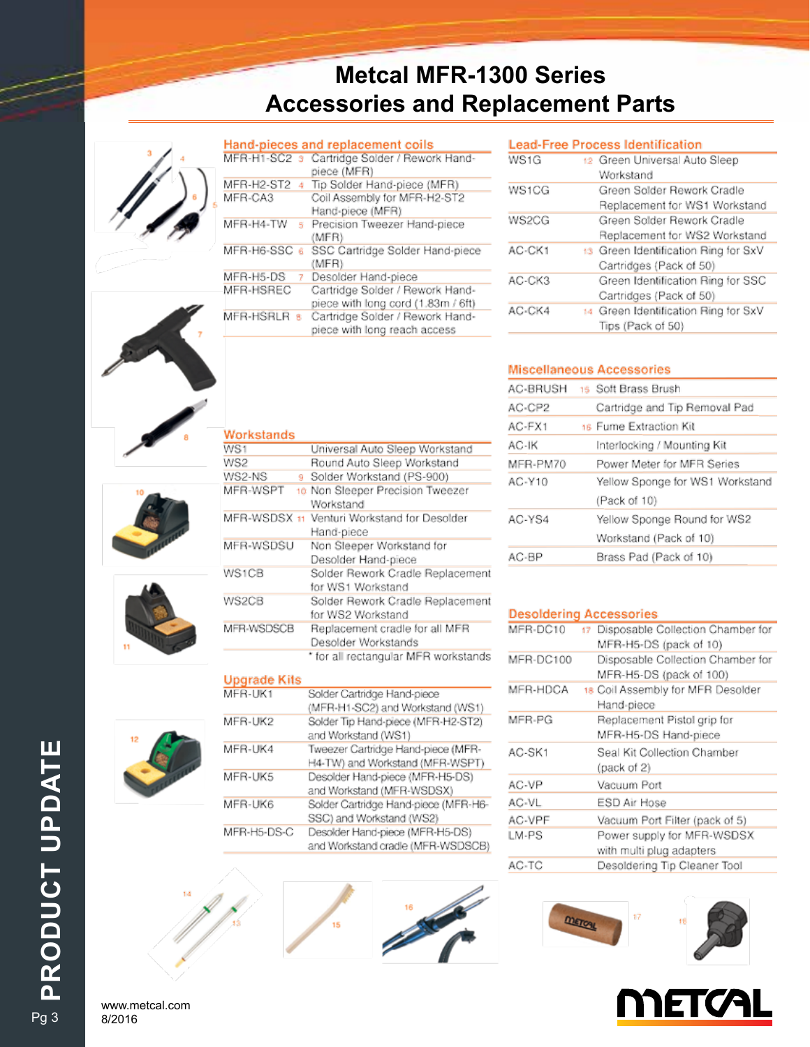# Metcal MFR-1300 Series
# Accessories and Replacement Parts

## Hand-pieces and replacement coils

| Part No. | # | Description |
|---|---|---|
| MFR-H1-SC2 | 3 | Cartridge Solder / Rework Hand-piece (MFR) |
| MFR-H2-ST2 | 4 | Tip Solder Hand-piece (MFR) |
| MFR-CA3 | | Coil Assembly for MFR-H2-ST2 Hand-piece (MFR) |
| MFR-H4-TW | 5 | Precision Tweezer Hand-piece (MFR) |
| MFR-H6-SSC | 6 | SSC Cartridge Solder Hand-piece (MFR) |
| MFR-H5-DS | 7 | Desolder Hand-piece |
| MFR-HSREC | | Cartridge Solder / Rework Hand-piece with long cord (1.83m / 6ft) |
| MFR-HSRLR | 8 | Cartridge Solder / Rework Hand-piece with long reach access |

## Workstands

| Part No. | # | Description |
|---|---|---|
| WS1 | | Universal Auto Sleep Workstand |
| WS2 | | Round Auto Sleep Workstand |
| WS2-NS | 9 | Solder Workstand (PS-900) |
| MFR-WSPT | 10 | Non Sleeper Precision Tweezer Workstand |
| MFR-WSDSX | 11 | Venturi Workstand for Desolder Hand-piece |
| MFR-WSDSU | | Non Sleeper Workstand for Desolder Hand-piece |
| WS1CB | | Solder Rework Cradle Replacement for WS1 Workstand |
| WS2CB | | Solder Rework Cradle Replacement for WS2 Workstand |
| MFR-WSDSCB | | Replacement cradle for all MFR Desolder Workstands |

* for all rectangular MFR workstands

## Upgrade Kits

| Part No. | Description |
|---|---|
| MFR-UK1 | Solder Cartridge Hand-piece (MFR-H1-SC2) and Workstand (WS1) |
| MFR-UK2 | Solder Tip Hand-piece (MFR-H2-ST2) and Workstand (WS1) |
| MFR-UK4 | Tweezer Cartridge Hand-piece (MFR-H4-TW) and Workstand (MFR-WSPT) |
| MFR-UK5 | Desolder Hand-piece (MFR-H5-DS) and Workstand (MFR-WSDSX) |
| MFR-UK6 | Solder Cartridge Hand-piece (MFR-H6-SSC) and Workstand (WS2) |
| MFR-H5-DS-C | Desolder Hand-piece (MFR-H5-DS) and Workstand cradle (MFR-WSDSCB) |

## Lead-Free Process Identification

| Part No. | # | Description |
|---|---|---|
| WS1G | 12 | Green Universal Auto Sleep Workstand |
| WS1CG | | Green Solder Rework Cradle Replacement for WS1 Workstand |
| WS2CG | | Green Solder Rework Cradle Replacement for WS2 Workstand |
| AC-CK1 | 13 | Green Identification Ring for SxV Cartridges (Pack of 50) |
| AC-CK3 | | Green Identification Ring for SSC Cartridges (Pack of 50) |
| AC-CK4 | 14 | Green Identification Ring for SxV Tips (Pack of 50) |

## Miscellaneous Accessories

| Part No. | # | Description |
|---|---|---|
| AC-BRUSH | 15 | Soft Brass Brush |
| AC-CP2 | | Cartridge and Tip Removal Pad |
| AC-FX1 | 16 | Fume Extraction Kit |
| AC-IK | | Interlocking / Mounting Kit |
| MFR-PM70 | | Power Meter for MFR Series |
| AC-Y10 | | Yellow Sponge for WS1 Workstand (Pack of 10) |
| AC-YS4 | | Yellow Sponge Round for WS2 Workstand (Pack of 10) |
| AC-BP | | Brass Pad (Pack of 10) |

## Desoldering Accessories

| Part No. | # | Description |
|---|---|---|
| MFR-DC10 | 17 | Disposable Collection Chamber for MFR-H5-DS (pack of 10) |
| MFR-DC100 | | Disposable Collection Chamber for MFR-H5-DS (pack of 100) |
| MFR-HDCA | 18 | Coil Assembly for MFR Desolder Hand-piece |
| MFR-PG | | Replacement Pistol grip for MFR-H5-DS Hand-piece |
| AC-SK1 | | Seal Kit Collection Chamber (pack of 2) |
| AC-VP | | Vacuum Port |
| AC-VL | | ESD Air Hose |
| AC-VPF | | Vacuum Port Filter (pack of 5) |
| LM-PS | | Power supply for MFR-WSDSX with multi plug adapters |
| AC-TC | | Desoldering Tip Cleaner Tool |

www.metcal.com
8/2016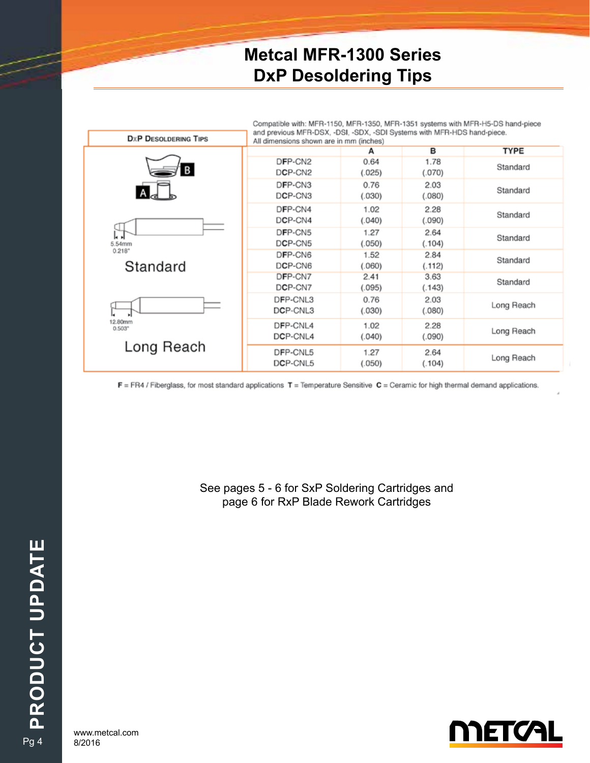#### Metcal MFR-1300 Series
# DxP Desoldering Tips

Compatible with: MFR-1150, MFR-1350, MFR-1351 systems with MFR-H5-DS hand-piece and previous MFR-DSX, -DSI, -SDX, -SDI Systems with MFR-HDS hand-piece.
All dimensions shown are in mm (inches)

**DxP Desoldering Tips**

B
A

5.54mm
0.218"

Standard

12.80mm
0.503"

Long Reach

| | A | B | TYPE |
|---|---|---|---|
| DFP-CN2<br>DCP-CN2 | 0.64<br>(.025) | 1.78<br>(.070) | Standard |
| DFP-CN3<br>DCP-CN3 | 0.76<br>(.030) | 2.03<br>(.080) | Standard |
| DFP-CN4<br>DCP-CN4 | 1.02<br>(.040) | 2.28<br>(.090) | Standard |
| DFP-CN5<br>DCP-CN5 | 1.27<br>(.050) | 2.64<br>(.104) | Standard |
| DFP-CN6<br>DCP-CN6 | 1.52<br>(.060) | 2.84<br>(.112) | Standard |
| DFP-CN7<br>DCP-CN7 | 2.41<br>(.095) | 3.63<br>(.143) | Standard |
| DFP-CNL3<br>DCP-CNL3 | 0.76<br>(.030) | 2.03<br>(.080) | Long Reach |
| DFP-CNL4<br>DCP-CNL4 | 1.02<br>(.040) | 2.28<br>(.090) | Long Reach |
| DFP-CNL5<br>DCP-CNL5 | 1.27<br>(.050) | 2.64<br>(.104) | Long Reach |

**F** = FR4 / Fiberglass, for most standard applications **T** = Temperature Sensitive **C** = Ceramic for high thermal demand applications.

See pages 5 - 6 for SxP Soldering Cartridges and page 6 for RxP Blade Rework Cartridges

PRODUCT UPDATE

www.metcal.com
8/2016

METCAL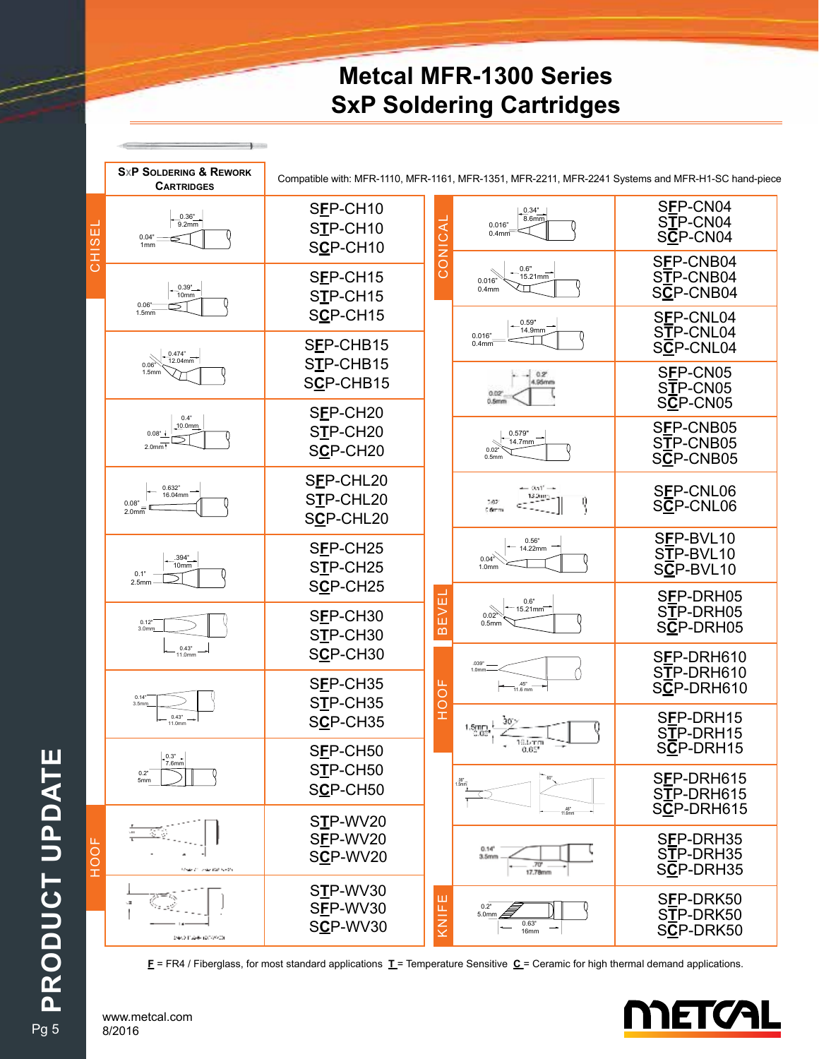# Metcal MFR-1300 Series
# SxP Soldering Cartridges

**SxP Soldering & Rework Cartridges**

Compatible with: MFR-1110, MFR-1161, MFR-1351, MFR-2211, MFR-2241 Systems and MFR-H1-SC hand-piece

| Style | Dimensions | Part Numbers |
|---|---|---|
| CHISEL | 0.36" 9.2mm; 0.04" 1mm | SFP-CH10, STP-CH10, SCP-CH10 |
| CHISEL | 0.39" 10mm; 0.06" 1.5mm | SFP-CH15, STP-CH15, SCP-CH15 |
| CHISEL | 0.474" 12.04mm; 0.06" 1.5mm | SFP-CHB15, STP-CHB15, SCP-CHB15 |
| CHISEL | 0.4" 10.0mm; 0.08" 2.0mm | SFP-CH20, STP-CH20, SCP-CH20 |
| CHISEL | 0.632" 16.04mm; 0.08" 2.0mm | SFP-CHL20, STP-CHL20, SCP-CHL20 |
| CHISEL | .394" 10mm; 0.1" 2.5mm | SFP-CH25, STP-CH25, SCP-CH25 |
| CHISEL | 0.12" 3.0mm; 0.43" 11.0mm | SFP-CH30, STP-CH30, SCP-CH30 |
| CHISEL | 0.14" 3.5mm; 0.43" 11.0mm | SFP-CH35, STP-CH35, SCP-CH35 |
| CHISEL | 0.3" 7.6mm; 0.2" 5mm | SFP-CH50, STP-CH50, SCP-CH50 |
| HOOF | | STP-WV20, SFP-WV20, SCP-WV20 |
| HOOF | | STP-WV30, SFP-WV30, SCP-WV30 |
| CONICAL | 0.34" 8.6mm; 0.016" 0.4mm | SFP-CN04, STP-CN04, SCP-CN04 |
| CONICAL | 0.6" 15.21mm; 0.016" 0.4mm | SFP-CNB04, STP-CNB04, SCP-CNB04 |
| CONICAL | 0.59" 14.9mm; 0.016" 0.4mm | SFP-CNL04, STP-CNL04, SCP-CNL04 |
| CONICAL | 0.2" 4.95mm; 0.02" 0.5mm | SFP-CN05, STP-CN05, SCP-CN05 |
| CONICAL | 0.579" 14.7mm; 0.02" 0.5mm | SFP-CNB05, STP-CNB05, SCP-CNB05 |
| CONICAL | | SFP-CNL06, SCP-CNL06 |
| BEVEL | 0.56" 14.22mm; 0.04" 1.0mm | SFP-BVL10, STP-BVL10, SCP-BVL10 |
| BEVEL | 0.6" 15.21mm; 0.02" 0.5mm | SFP-DRH05, STP-DRH05, SCP-DRH05 |
| HOOF | .039" 1.0mm; .45" 11.6 mm | SFP-DRH610, STP-DRH610, SCP-DRH610 |
| HOOF | 1.5mm 0.06"; 30°; 16.5mm 0.65" | SFP-DRH15, STP-DRH15, SCP-DRH15 |
| HOOF | .06" 1.5mm; 60°; .46" 11.6mm | SFP-DRH615, STP-DRH615, SCP-DRH615 |
| HOOF | 0.14" 3.5mm; .70" 17.78mm | SFP-DRH35, STP-DRH35, SCP-DRH35 |
| KNIFE | 0.2" 5.0mm; 0.63" 16mm | SFP-DRK50, STP-DRK50, SCP-DRK50 |

**F** = FR4 / Fiberglass, for most standard applications **T** = Temperature Sensitive **C** = Ceramic for high thermal demand applications.

PRODUCT UPDATE

www.metcal.com
8/2016

METCAL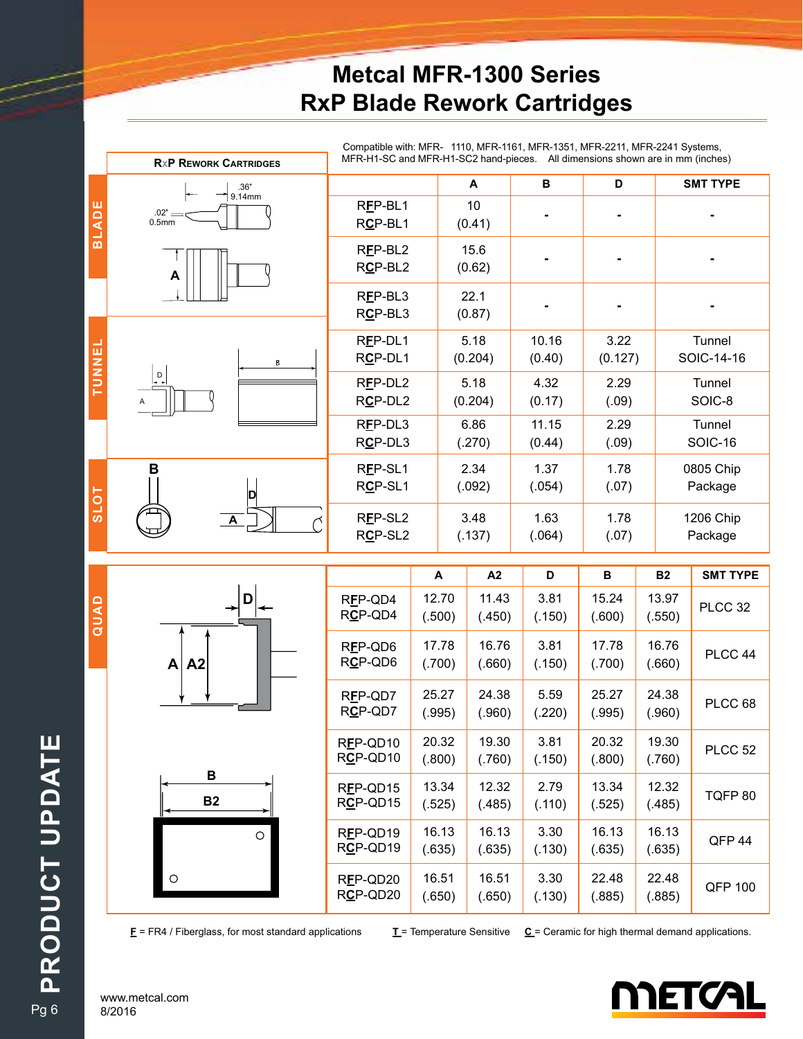# Metcal MFR-1300 Series
# RxP Blade Rework Cartridges

**RxP Rework Cartridges**

Compatible with: MFR- 1110, MFR-1161, MFR-1351, MFR-2211, MFR-2241 Systems, MFR-H1-SC and MFR-H1-SC2 hand-pieces. All dimensions shown are in mm (inches)

.36" 9.14mm

.02" 0.5mm

| Type | Part | A | B | D | SMT TYPE |
|---|---|---|---|---|---|
| BLADE | RFP-BL1 RCP-BL1 | 10 (0.41) | - | - | - |
| BLADE | RFP-BL2 RCP-BL2 | 15.6 (0.62) | - | - | - |
| BLADE | RFP-BL3 RCP-BL3 | 22.1 (0.87) | - | - | - |
| TUNNEL | RFP-DL1 RCP-DL1 | 5.18 (0.204) | 10.16 (0.40) | 3.22 (0.127) | Tunnel SOIC-14-16 |
| TUNNEL | RFP-DL2 RCP-DL2 | 5.18 (0.204) | 4.32 (0.17) | 2.29 (.09) | Tunnel SOIC-8 |
| TUNNEL | RFP-DL3 RCP-DL3 | 6.86 (.270) | 11.15 (0.44) | 2.29 (.09) | Tunnel SOIC-16 |
| SLOT | RFP-SL1 RCP-SL1 | 2.34 (.092) | 1.37 (.054) | 1.78 (.07) | 0805 Chip Package |
| SLOT | RFP-SL2 RCP-SL2 | 3.48 (.137) | 1.63 (.064) | 1.78 (.07) | 1206 Chip Package |

**QUAD**

| Part | A | A2 | D | B | B2 | SMT TYPE |
|---|---|---|---|---|---|---|
| RFP-QD4 RCP-QD4 | 12.70 (.500) | 11.43 (.450) | 3.81 (.150) | 15.24 (.600) | 13.97 (.550) | PLCC 32 |
| RFP-QD6 RCP-QD6 | 17.78 (.700) | 16.76 (.660) | 3.81 (.150) | 17.78 (.700) | 16.76 (.660) | PLCC 44 |
| RFP-QD7 RCP-QD7 | 25.27 (.995) | 24.38 (.960) | 5.59 (.220) | 25.27 (.995) | 24.38 (.960) | PLCC 68 |
| RFP-QD10 RCP-QD10 | 20.32 (.800) | 19.30 (.760) | 3.81 (.150) | 20.32 (.800) | 19.30 (.760) | PLCC 52 |
| RFP-QD15 RCP-QD15 | 13.34 (.525) | 12.32 (.485) | 2.79 (.110) | 13.34 (.525) | 12.32 (.485) | TQFP 80 |
| RFP-QD19 RCP-QD19 | 16.13 (.635) | 16.13 (.635) | 3.30 (.130) | 16.13 (.635) | 16.13 (.635) | QFP 44 |
| RFP-QD20 RCP-QD20 | 16.51 (.650) | 16.51 (.650) | 3.30 (.130) | 22.48 (.885) | 22.48 (.885) | QFP 100 |

F = FR4 / Fiberglass, for most standard applications    T = Temperature Sensitive    C = Ceramic for high thermal demand applications.

PRODUCT UPDATE

www.metcal.com
8/2016

METCAL